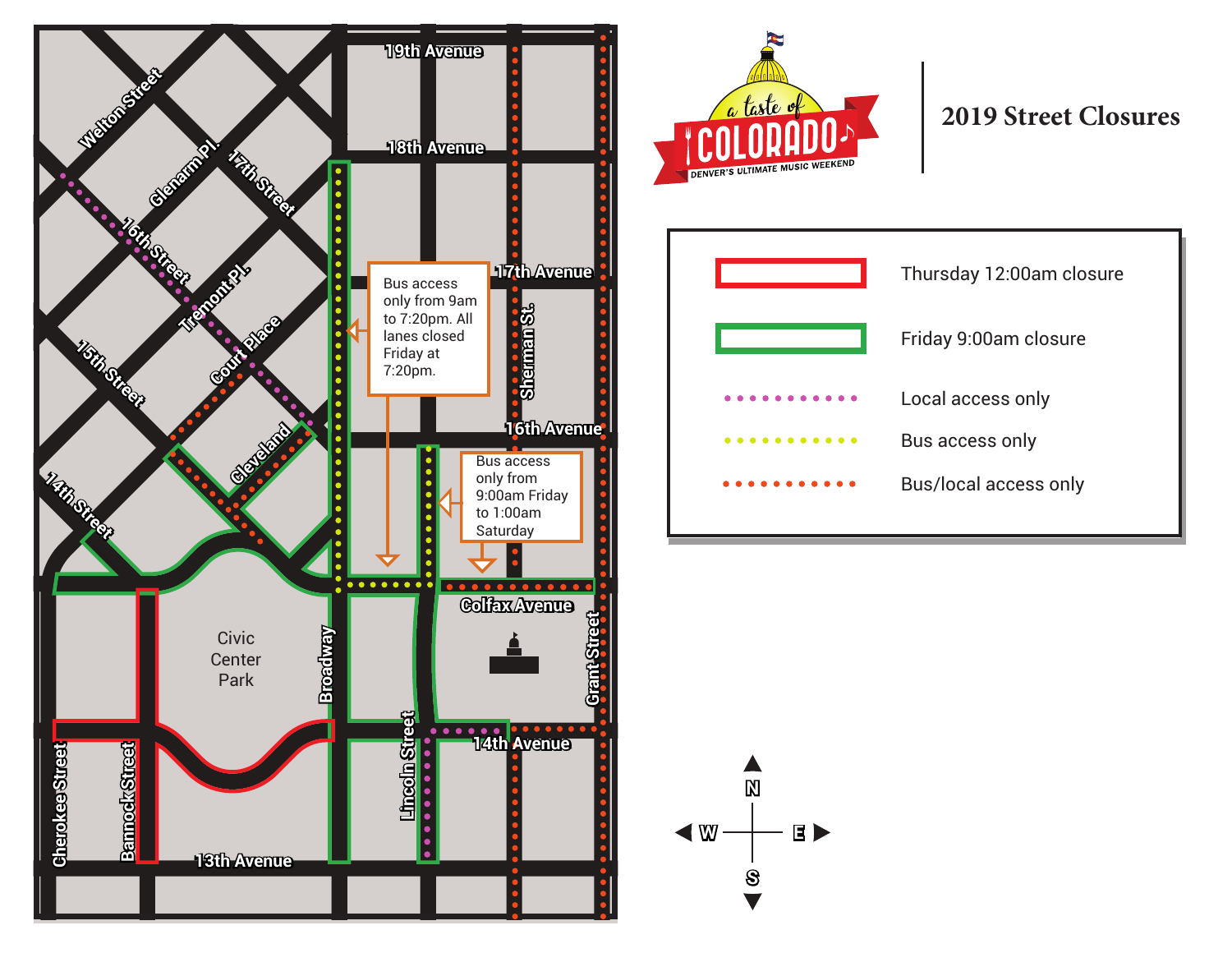# 2019 Street Closures

a taste of COLORADO — DENVER'S ULTIMATE MUSIC WEEKEND

| Legend | |
|---|---|
| Red outline | Thursday 12:00am closure |
| Green outline | Friday 9:00am closure |
| Pink dotted line | Local access only |
| Yellow dotted line | Bus access only |
| Orange dotted line | Bus/local access only |

Bus access only from 9am to 7:20pm. All lanes closed Friday at 7:20pm.

Bus access only from 9:00am Friday to 1:00am Saturday

19th Avenue

18th Avenue

17th Avenue

16th Avenue

Colfax Avenue

14th Avenue

13th Avenue

Welton Street

Glenarm Pl.

17th Street

16th Street

Tremont Pl.

Court Place

15th Street

Cleveland

14th Street

Sherman St.

Grant Street

Broadway

Lincoln Street

Cherokee Street

Bannock Street

Civic Center Park

N

S

E

W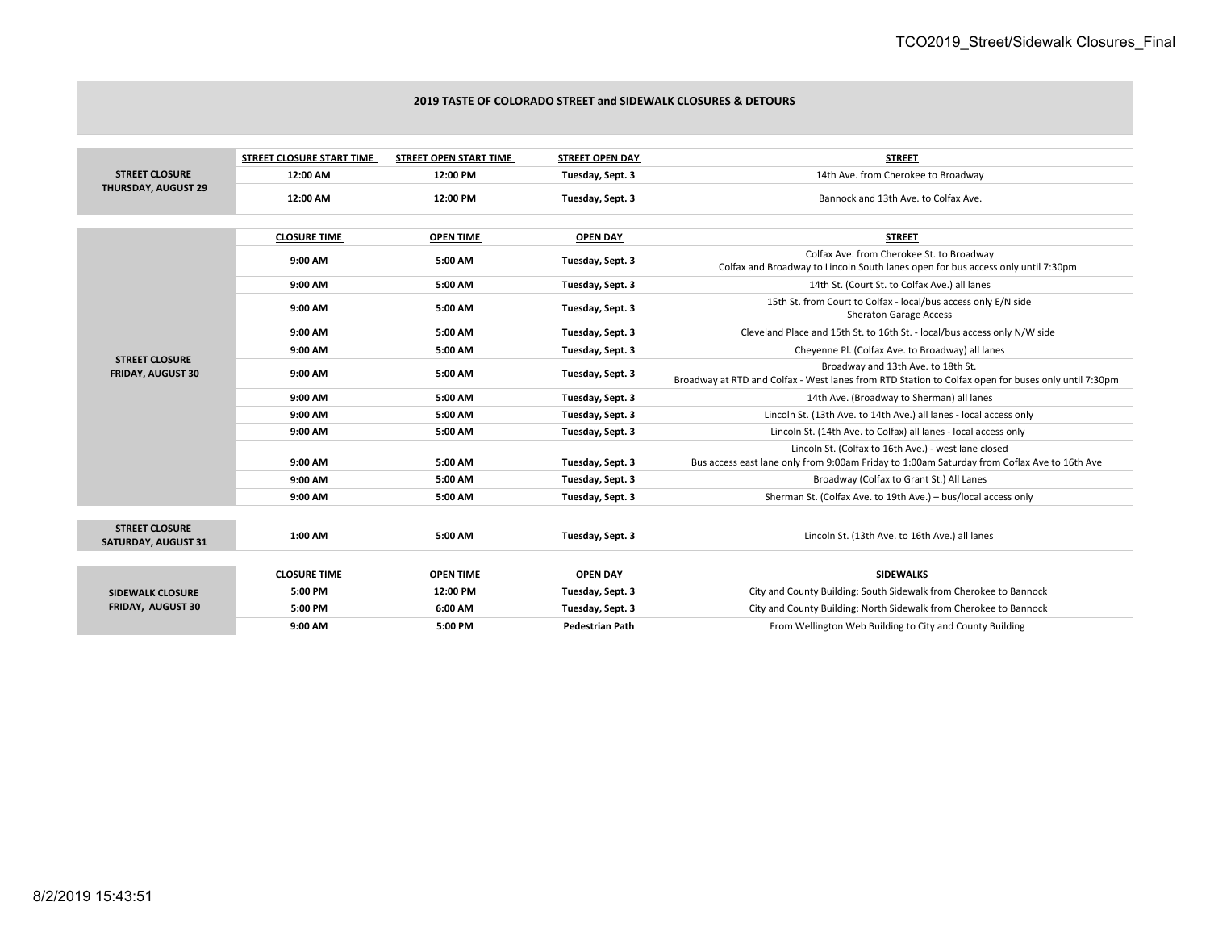## 2019 TASTE OF COLORADO STREET and SIDEWALK CLOSURES & DETOURS

| | STREET CLOSURE START TIME | STREET OPEN START TIME | STREET OPEN DAY | STREET |
|---|---|---|---|---|
| STREET CLOSURE THURSDAY, AUGUST 29 | 12:00 AM | 12:00 PM | Tuesday, Sept. 3 | 14th Ave. from Cherokee to Broadway |
| | 12:00 AM | 12:00 PM | Tuesday, Sept. 3 | Bannock and 13th Ave. to Colfax Ave. |

| | CLOSURE TIME | OPEN TIME | OPEN DAY | STREET |
|---|---|---|---|---|
| STREET CLOSURE FRIDAY, AUGUST 30 | 9:00 AM | 5:00 AM | Tuesday, Sept. 3 | Colfax Ave. from Cherokee St. to Broadway<br>Colfax and Broadway to Lincoln South lanes open for bus access only until 7:30pm |
| | 9:00 AM | 5:00 AM | Tuesday, Sept. 3 | 14th St. (Court St. to Colfax Ave.) all lanes |
| | 9:00 AM | 5:00 AM | Tuesday, Sept. 3 | 15th St. from Court to Colfax - local/bus access only E/N side<br>Sheraton Garage Access |
| | 9:00 AM | 5:00 AM | Tuesday, Sept. 3 | Cleveland Place and 15th St. to 16th St. - local/bus access only N/W side |
| | 9:00 AM | 5:00 AM | Tuesday, Sept. 3 | Cheyenne Pl. (Colfax Ave. to Broadway) all lanes |
| | 9:00 AM | 5:00 AM | Tuesday, Sept. 3 | Broadway and 13th Ave. to 18th St.<br>Broadway at RTD and Colfax - West lanes from RTD Station to Colfax open for buses only until 7:30pm |
| | 9:00 AM | 5:00 AM | Tuesday, Sept. 3 | 14th Ave. (Broadway to Sherman) all lanes |
| | 9:00 AM | 5:00 AM | Tuesday, Sept. 3 | Lincoln St. (13th Ave. to 14th Ave.) all lanes - local access only |
| | 9:00 AM | 5:00 AM | Tuesday, Sept. 3 | Lincoln St. (14th Ave. to Colfax) all lanes - local access only |
| | 9:00 AM | 5:00 AM | Tuesday, Sept. 3 | Lincoln St. (Colfax to 16th Ave.) - west lane closed<br>Bus access east lane only from 9:00am Friday to 1:00am Saturday from Coflax Ave to 16th Ave |
| | 9:00 AM | 5:00 AM | Tuesday, Sept. 3 | Broadway (Colfax to Grant St.) All Lanes |
| | 9:00 AM | 5:00 AM | Tuesday, Sept. 3 | Sherman St. (Colfax Ave. to 19th Ave.) – bus/local access only |

| | | | | |
|---|---|---|---|---|
| STREET CLOSURE SATURDAY, AUGUST 31 | 1:00 AM | 5:00 AM | Tuesday, Sept. 3 | Lincoln St. (13th Ave. to 16th Ave.) all lanes |

| | CLOSURE TIME | OPEN TIME | OPEN DAY | SIDEWALKS |
|---|---|---|---|---|
| SIDEWALK CLOSURE FRIDAY, AUGUST 30 | 5:00 PM | 12:00 PM | Tuesday, Sept. 3 | City and County Building: South Sidewalk from Cherokee to Bannock |
| | 5:00 PM | 6:00 AM | Tuesday, Sept. 3 | City and County Building: North Sidewalk from Cherokee to Bannock |
| | 9:00 AM | 5:00 PM | Pedestrian Path | From Wellington Web Building to City and County Building |